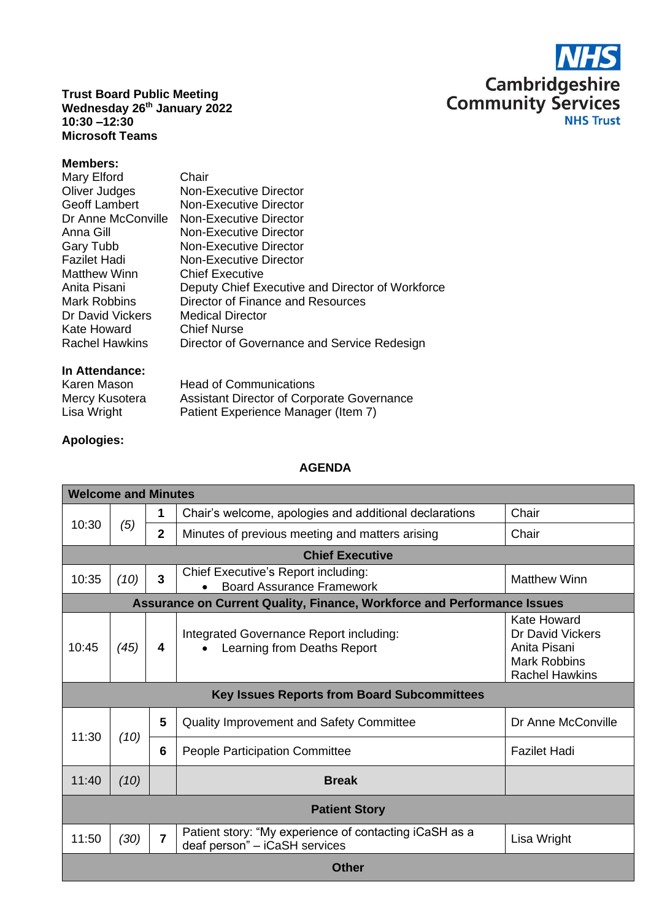NHS Cambridgeshire Community Services NHS Trust

**Trust Board Public Meeting**
**Wednesday 26th January 2022**
**10:30 –12:30**
**Microsoft Teams**

**Members:**

| | |
|---|---|
| Mary Elford | Chair |
| Oliver Judges | Non-Executive Director |
| Geoff Lambert | Non-Executive Director |
| Dr Anne McConville | Non-Executive Director |
| Anna Gill | Non-Executive Director |
| Gary Tubb | Non-Executive Director |
| Fazilet Hadi | Non-Executive Director |
| Matthew Winn | Chief Executive |
| Anita Pisani | Deputy Chief Executive and Director of Workforce |
| Mark Robbins | Director of Finance and Resources |
| Dr David Vickers | Medical Director |
| Kate Howard | Chief Nurse |
| Rachel Hawkins | Director of Governance and Service Redesign |

**In Attendance:**

| | |
|---|---|
| Karen Mason | Head of Communications |
| Mercy Kusotera | Assistant Director of Corporate Governance |
| Lisa Wright | Patient Experience Manager (Item 7) |

**Apologies:**

**AGENDA**

| Time | Duration | No. | Item | Lead |
|---|---|---|---|---|
| **Welcome and Minutes** | | | | |
| 10:30 | *(5)* | 1 | Chair's welcome, apologies and additional declarations | Chair |
| | | 2 | Minutes of previous meeting and matters arising | Chair |
| **Chief Executive** | | | | |
| 10:35 | *(10)* | 3 | Chief Executive's Report including:<br>• Board Assurance Framework | Matthew Winn |
| **Assurance on Current Quality, Finance, Workforce and Performance Issues** | | | | |
| 10:45 | *(45)* | 4 | Integrated Governance Report including:<br>• Learning from Deaths Report | Kate Howard<br>Dr David Vickers<br>Anita Pisani<br>Mark Robbins<br>Rachel Hawkins |
| **Key Issues Reports from Board Subcommittees** | | | | |
| 11:30 | *(10)* | 5 | Quality Improvement and Safety Committee | Dr Anne McConville |
| | | 6 | People Participation Committee | Fazilet Hadi |
| 11:40 | *(10)* | | **Break** | |
| **Patient Story** | | | | |
| 11:50 | *(30)* | 7 | Patient story: "My experience of contacting iCaSH as a deaf person" – iCaSH services | Lisa Wright |
| **Other** | | | | |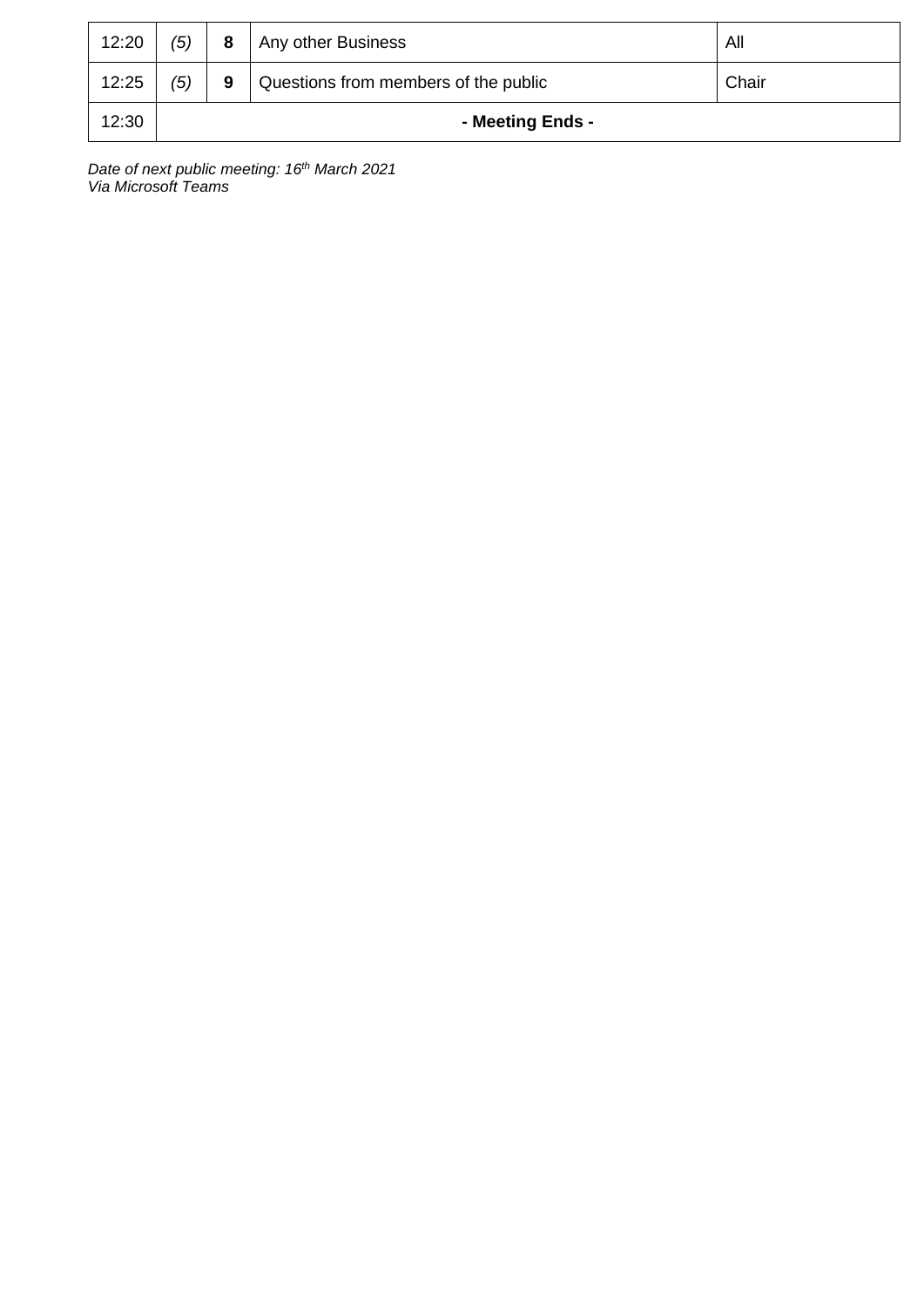| | | | | |
|---|---|---|---|---|
| 12:20 | *(5)* | **8** | Any other Business | All |
| 12:25 | *(5)* | **9** | Questions from members of the public | Chair |
| 12:30 | **- Meeting Ends -** | | | |

*Date of next public meeting: 16th March 2021*
*Via Microsoft Teams*